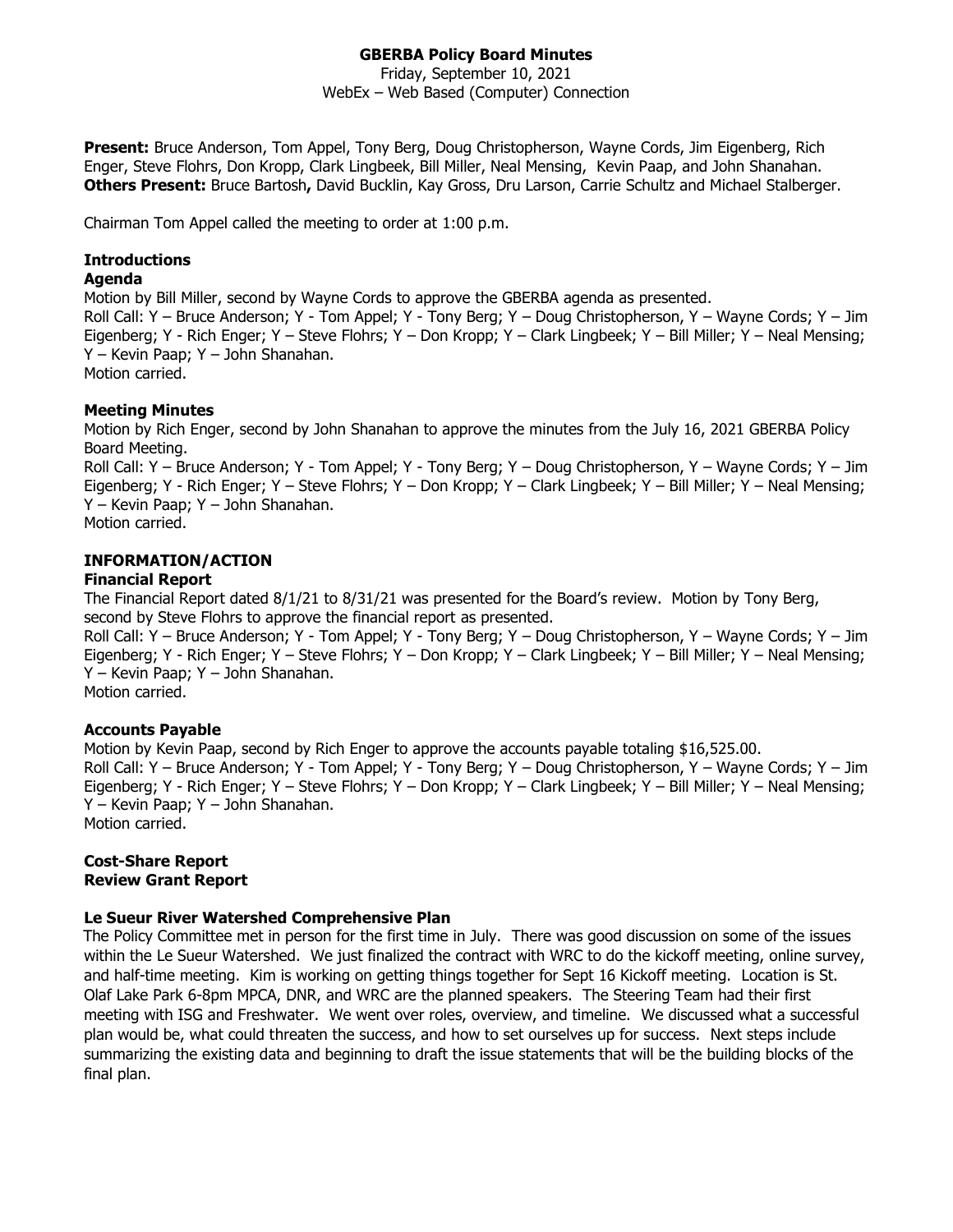**GBERBA Policy Board Minutes**

Friday, September 10, 2021

WebEx – Web Based (Computer) Connection

**Present:** Bruce Anderson, Tom Appel, Tony Berg, Doug Christopherson, Wayne Cords, Jim Eigenberg, Rich Enger, Steve Flohrs, Don Kropp, Clark Lingbeek, Bill Miller, Neal Mensing, Kevin Paap, and John Shanahan.
**Others Present:** Bruce Bartosh**,** David Bucklin, Kay Gross, Dru Larson, Carrie Schultz and Michael Stalberger.

Chairman Tom Appel called the meeting to order at 1:00 p.m.

### Introductions

### Agenda

Motion by Bill Miller, second by Wayne Cords to approve the GBERBA agenda as presented.
Roll Call: Y – Bruce Anderson; Y - Tom Appel; Y - Tony Berg; Y – Doug Christopherson, Y – Wayne Cords; Y – Jim Eigenberg; Y - Rich Enger; Y – Steve Flohrs; Y – Don Kropp; Y – Clark Lingbeek; Y – Bill Miller; Y – Neal Mensing; Y – Kevin Paap; Y – John Shanahan.
Motion carried.

### Meeting Minutes

Motion by Rich Enger, second by John Shanahan to approve the minutes from the July 16, 2021 GBERBA Policy Board Meeting.
Roll Call: Y – Bruce Anderson; Y - Tom Appel; Y - Tony Berg; Y – Doug Christopherson, Y – Wayne Cords; Y – Jim Eigenberg; Y - Rich Enger; Y – Steve Flohrs; Y – Don Kropp; Y – Clark Lingbeek; Y – Bill Miller; Y – Neal Mensing; Y – Kevin Paap; Y – John Shanahan.
Motion carried.

### INFORMATION/ACTION

### Financial Report

The Financial Report dated 8/1/21 to 8/31/21 was presented for the Board's review. Motion by Tony Berg, second by Steve Flohrs to approve the financial report as presented.
Roll Call: Y – Bruce Anderson; Y - Tom Appel; Y - Tony Berg; Y – Doug Christopherson, Y – Wayne Cords; Y – Jim Eigenberg; Y - Rich Enger; Y – Steve Flohrs; Y – Don Kropp; Y – Clark Lingbeek; Y – Bill Miller; Y – Neal Mensing; Y – Kevin Paap; Y – John Shanahan.
Motion carried.

### Accounts Payable

Motion by Kevin Paap, second by Rich Enger to approve the accounts payable totaling $16,525.00.
Roll Call: Y – Bruce Anderson; Y - Tom Appel; Y - Tony Berg; Y – Doug Christopherson, Y – Wayne Cords; Y – Jim Eigenberg; Y - Rich Enger; Y – Steve Flohrs; Y – Don Kropp; Y – Clark Lingbeek; Y – Bill Miller; Y – Neal Mensing; Y – Kevin Paap; Y – John Shanahan.
Motion carried.

### Cost-Share Report

### Review Grant Report

### Le Sueur River Watershed Comprehensive Plan

The Policy Committee met in person for the first time in July. There was good discussion on some of the issues within the Le Sueur Watershed. We just finalized the contract with WRC to do the kickoff meeting, online survey, and half-time meeting. Kim is working on getting things together for Sept 16 Kickoff meeting. Location is St. Olaf Lake Park 6-8pm MPCA, DNR, and WRC are the planned speakers. The Steering Team had their first meeting with ISG and Freshwater. We went over roles, overview, and timeline. We discussed what a successful plan would be, what could threaten the success, and how to set ourselves up for success. Next steps include summarizing the existing data and beginning to draft the issue statements that will be the building blocks of the final plan.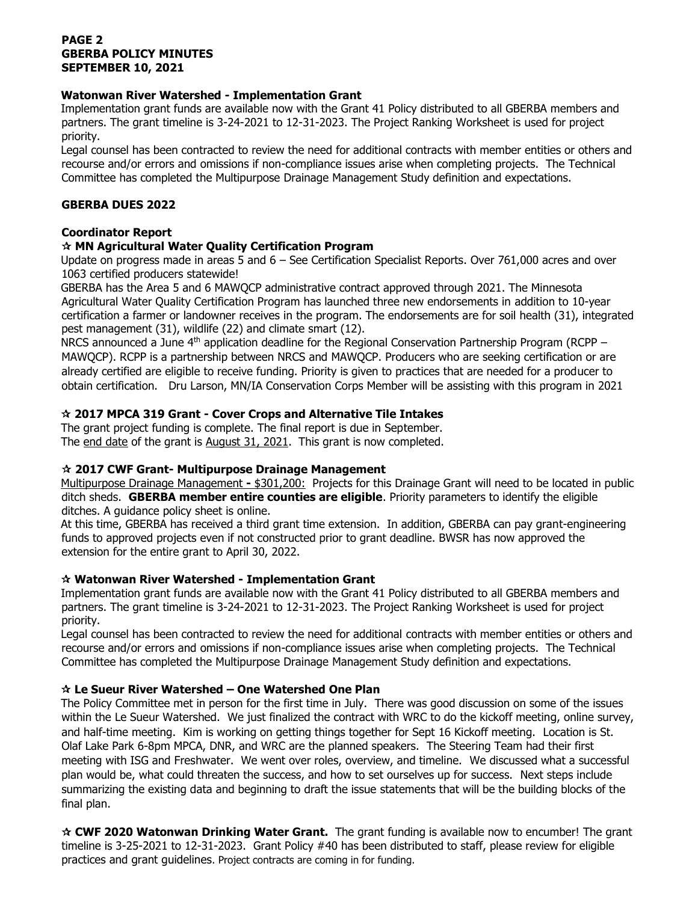**PAGE 2**
**GBERBA POLICY MINUTES**
**SEPTEMBER 10, 2021**

**Watonwan River Watershed - Implementation Grant**

Implementation grant funds are available now with the Grant 41 Policy distributed to all GBERBA members and partners. The grant timeline is 3-24-2021 to 12-31-2023. The Project Ranking Worksheet is used for project priority.

Legal counsel has been contracted to review the need for additional contracts with member entities or others and recourse and/or errors and omissions if non-compliance issues arise when completing projects. The Technical Committee has completed the Multipurpose Drainage Management Study definition and expectations.

**GBERBA DUES 2022**

**Coordinator Report**

**☆ MN Agricultural Water Quality Certification Program**

Update on progress made in areas 5 and 6 – See Certification Specialist Reports. Over 761,000 acres and over 1063 certified producers statewide!

GBERBA has the Area 5 and 6 MAWQCP administrative contract approved through 2021. The Minnesota Agricultural Water Quality Certification Program has launched three new endorsements in addition to 10-year certification a farmer or landowner receives in the program. The endorsements are for soil health (31), integrated pest management (31), wildlife (22) and climate smart (12).

NRCS announced a June 4th application deadline for the Regional Conservation Partnership Program (RCPP – MAWQCP). RCPP is a partnership between NRCS and MAWQCP. Producers who are seeking certification or are already certified are eligible to receive funding. Priority is given to practices that are needed for a producer to obtain certification. Dru Larson, MN/IA Conservation Corps Member will be assisting with this program in 2021

**☆ 2017 MPCA 319 Grant - Cover Crops and Alternative Tile Intakes**

The grant project funding is complete. The final report is due in September.
The end date of the grant is August 31, 2021. This grant is now completed.

**☆ 2017 CWF Grant- Multipurpose Drainage Management**

Multipurpose Drainage Management **-** $301,200: Projects for this Drainage Grant will need to be located in public ditch sheds. **GBERBA member entire counties are eligible**. Priority parameters to identify the eligible ditches. A guidance policy sheet is online.

At this time, GBERBA has received a third grant time extension. In addition, GBERBA can pay grant-engineering funds to approved projects even if not constructed prior to grant deadline. BWSR has now approved the extension for the entire grant to April 30, 2022.

**☆ Watonwan River Watershed - Implementation Grant**

Implementation grant funds are available now with the Grant 41 Policy distributed to all GBERBA members and partners. The grant timeline is 3-24-2021 to 12-31-2023. The Project Ranking Worksheet is used for project priority.

Legal counsel has been contracted to review the need for additional contracts with member entities or others and recourse and/or errors and omissions if non-compliance issues arise when completing projects. The Technical Committee has completed the Multipurpose Drainage Management Study definition and expectations.

**☆ Le Sueur River Watershed – One Watershed One Plan**

The Policy Committee met in person for the first time in July. There was good discussion on some of the issues within the Le Sueur Watershed. We just finalized the contract with WRC to do the kickoff meeting, online survey, and half-time meeting. Kim is working on getting things together for Sept 16 Kickoff meeting. Location is St. Olaf Lake Park 6-8pm MPCA, DNR, and WRC are the planned speakers. The Steering Team had their first meeting with ISG and Freshwater. We went over roles, overview, and timeline. We discussed what a successful plan would be, what could threaten the success, and how to set ourselves up for success. Next steps include summarizing the existing data and beginning to draft the issue statements that will be the building blocks of the final plan.

**☆ CWF 2020 Watonwan Drinking Water Grant.** The grant funding is available now to encumber! The grant timeline is 3-25-2021 to 12-31-2023. Grant Policy #40 has been distributed to staff, please review for eligible practices and grant guidelines. Project contracts are coming in for funding.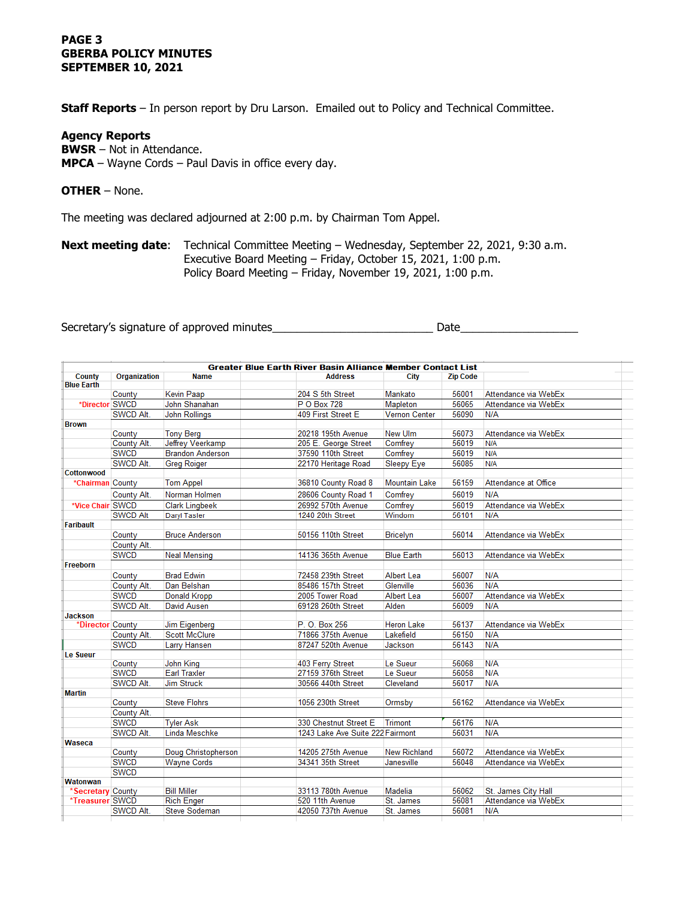**PAGE 3**
**GBERBA POLICY MINUTES**
**SEPTEMBER 10, 2021**

**Staff Reports** – In person report by Dru Larson. Emailed out to Policy and Technical Committee.

**Agency Reports**
**BWSR** – Not in Attendance.
**MPCA** – Wayne Cords – Paul Davis in office every day.

**OTHER** – None.

The meeting was declared adjourned at 2:00 p.m. by Chairman Tom Appel.

**Next meeting date**: Technical Committee Meeting – Wednesday, September 22, 2021, 9:30 a.m.
Executive Board Meeting – Friday, October 15, 2021, 1:00 p.m.
Policy Board Meeting – Friday, November 19, 2021, 1:00 p.m.

Secretary's signature of approved minutes_________________________ Date__________________

**Greater Blue Earth River Basin Alliance Member Contact List**

| County | Organization | Name | Address | City | Zip Code | |
|---|---|---|---|---|---|---|
| **Blue Earth** | | | | | | |
| | County | Kevin Paap | 204 S 5th Street | Mankato | 56001 | Attendance via WebEx |
| *Director | SWCD | John Shanahan | P O Box 728 | Mapleton | 56065 | Attendance via WebEx |
| | SWCD Alt. | John Rollings | 409 First Street E | Vernon Center | 56090 | N/A |
| **Brown** | | | | | | |
| | County | Tony Berg | 20218 195th Avenue | New Ulm | 56073 | Attendance via WebEx |
| | County Alt. | Jeffrey Veerkamp | 205 E. George Street | Comfrey | 56019 | N/A |
| | SWCD | Brandon Anderson | 37590 110th Street | Comfrey | 56019 | N/A |
| | SWCD Alt. | Greg Roiger | 22170 Heritage Road | Sleepy Eye | 56085 | N/A |
| **Cottonwood** | | | | | | |
| *Chairman | County | Tom Appel | 36810 County Road 8 | Mountain Lake | 56159 | Attendance at Office |
| | County Alt. | Norman Holmen | 28606 County Road 1 | Comfrey | 56019 | N/A |
| *Vice Chair | SWCD | Clark Lingbeek | 26992 570th Avenue | Comfrey | 56019 | Attendance via WebEx |
| | SWCD Alt | Daryl Tasler | 1240 20th Street | Windom | 56101 | N/A |
| **Faribault** | | | | | | |
| | County | Bruce Anderson | 50156 110th Street | Bricelyn | 56014 | Attendance via WebEx |
| | County Alt. | | | | | |
| | SWCD | Neal Mensing | 14136 365th Avenue | Blue Earth | 56013 | Attendance via WebEx |
| **Freeborn** | | | | | | |
| | County | Brad Edwin | 72458 239th Street | Albert Lea | 56007 | N/A |
| | County Alt. | Dan Belshan | 85486 157th Street | Glenville | 56036 | N/A |
| | SWCD | Donald Kropp | 2005 Tower Road | Albert Lea | 56007 | Attendance via WebEx |
| | SWCD Alt. | David Ausen | 69128 260th Street | Alden | 56009 | N/A |
| **Jackson** | | | | | | |
| *Director | County | Jim Eigenberg | P. O. Box 256 | Heron Lake | 56137 | Attendance via WebEx |
| | County Alt. | Scott McClure | 71866 375th Avenue | Lakefield | 56150 | N/A |
| | SWCD | Larry Hansen | 87247 520th Avenue | Jackson | 56143 | N/A |
| **Le Sueur** | | | | | | |
| | County | John King | 403 Ferry Street | Le Sueur | 56068 | N/A |
| | SWCD | Earl Traxler | 27159 376th Street | Le Sueur | 56058 | N/A |
| | SWCD Alt. | Jim Struck | 30566 440th Street | Cleveland | 56017 | N/A |
| **Martin** | | | | | | |
| | County | Steve Flohrs | 1056 230th Street | Ormsby | 56162 | Attendance via WebEx |
| | County Alt. | | | | | |
| | SWCD | Tyler Ask | 330 Chestnut Street E | Trimont | 56176 | N/A |
| | SWCD Alt. | Linda Meschke | 1243 Lake Ave Suite 222 | Fairmont | 56031 | N/A |
| **Waseca** | | | | | | |
| | County | Doug Christopherson | 14205 275th Avenue | New Richland | 56072 | Attendance via WebEx |
| | SWCD | Wayne Cords | 34341 35th Street | Janesville | 56048 | Attendance via WebEx |
| | SWCD | | | | | |
| **Watonwan** | | | | | | |
| *Secretary | County | Bill Miller | 33113 780th Avenue | Madelia | 56062 | St. James City Hall |
| *Treasurer | SWCD | Rich Enger | 520 11th Avenue | St. James | 56081 | Attendance via WebEx |
| | SWCD Alt. | Steve Sodeman | 42050 737th Avenue | St. James | 56081 | N/A |